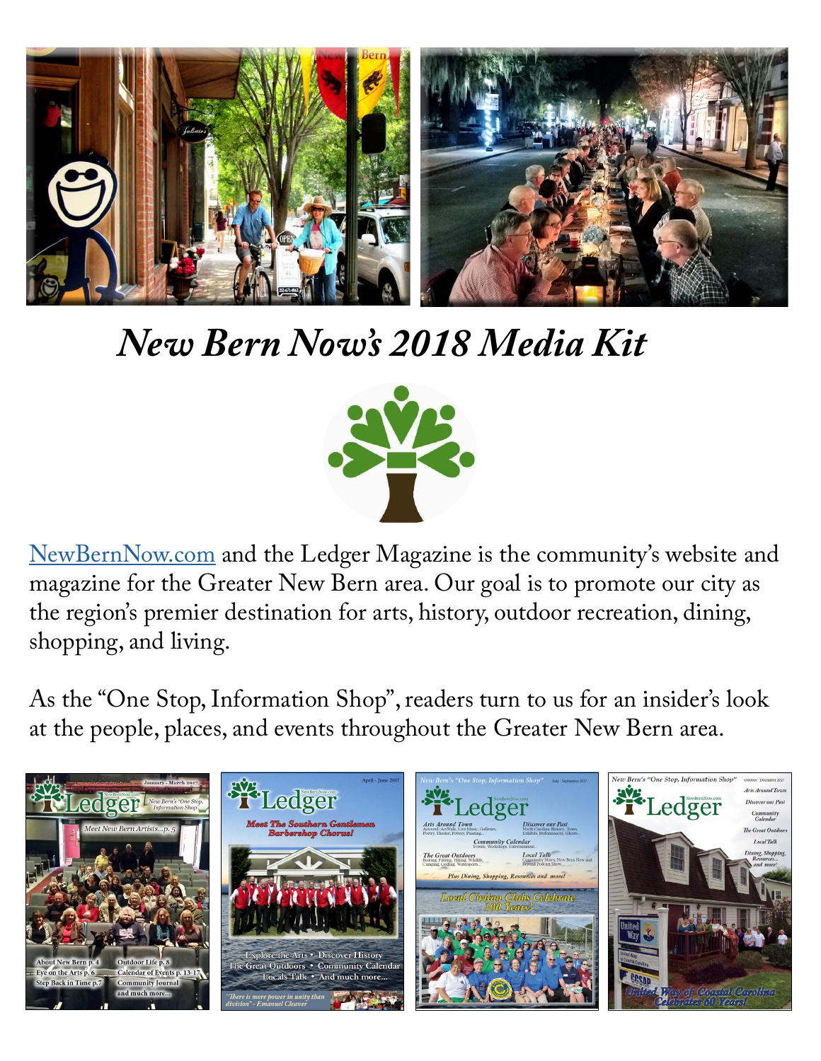# *New Bern Now's 2018 Media Kit*

NewBernNow.com and the Ledger Magazine is the community's website and magazine for the Greater New Bern area. Our goal is to promote our city as the region's premier destination for arts, history, outdoor recreation, dining, shopping, and living.

As the "One Stop, Information Shop", readers turn to us for an insider's look at the people, places, and events throughout the Greater New Bern area.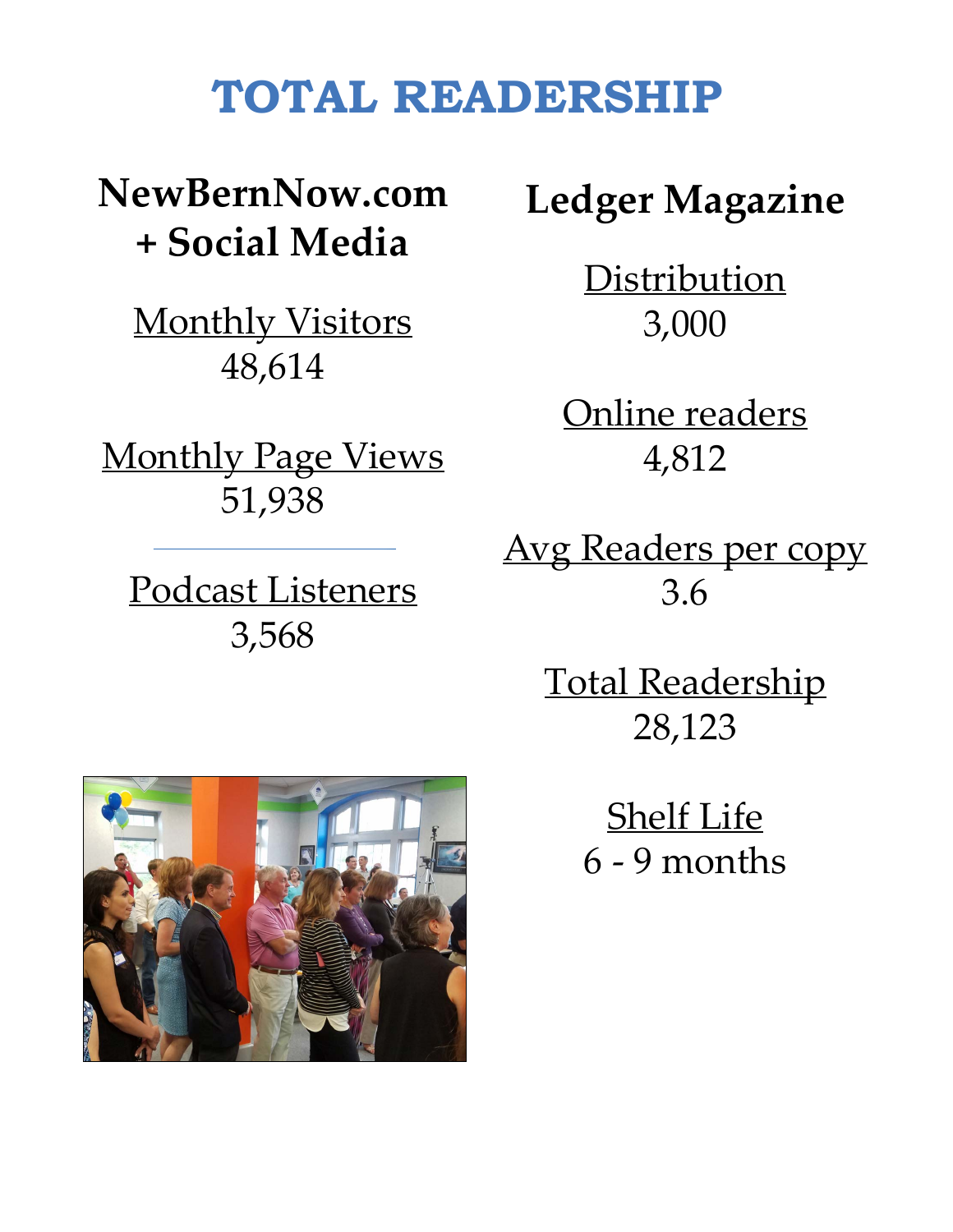# TOTAL READERSHIP

## NewBernNow.com + Social Media

Monthly Visitors
48,614

Monthly Page Views
51,938

---

Podcast Listeners
3,568

## Ledger Magazine

Distribution
3,000

Online readers
4,812

Avg Readers per copy
3.6

Total Readership
28,123

Shelf Life
6 - 9 months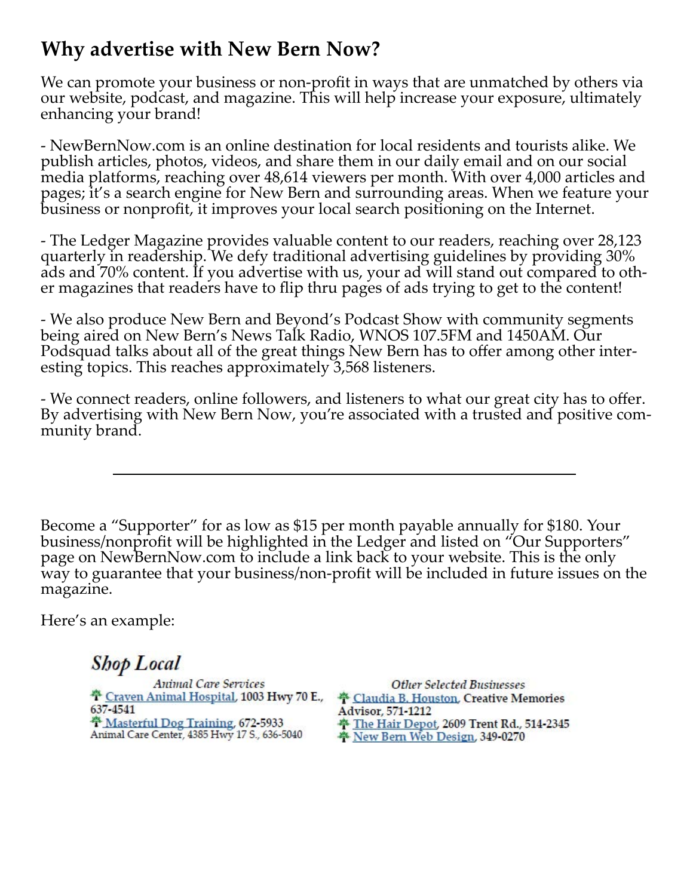## Why advertise with New Bern Now?

We can promote your business or non-profit in ways that are unmatched by others via our website, podcast, and magazine. This will help increase your exposure, ultimately enhancing your brand!

- NewBernNow.com is an online destination for local residents and tourists alike. We publish articles, photos, videos, and share them in our daily email and on our social media platforms, reaching over 48,614 viewers per month. With over 4,000 articles and pages; it's a search engine for New Bern and surrounding areas. When we feature your business or nonprofit, it improves your local search positioning on the Internet.

- The Ledger Magazine provides valuable content to our readers, reaching over 28,123 quarterly in readership. We defy traditional advertising guidelines by providing 30% ads and 70% content. If you advertise with us, your ad will stand out compared to other magazines that readers have to flip thru pages of ads trying to get to the content!

- We also produce New Bern and Beyond's Podcast Show with community segments being aired on New Bern's News Talk Radio, WNOS 107.5FM and 1450AM. Our Podsquad talks about all of the great things New Bern has to offer among other interesting topics. This reaches approximately 3,568 listeners.

- We connect readers, online followers, and listeners to what our great city has to offer. By advertising with New Bern Now, you're associated with a trusted and positive community brand.

---

Become a "Supporter" for as low as $15 per month payable annually for $180. Your business/nonprofit will be highlighted in the Ledger and listed on "Our Supporters" page on NewBernNow.com to include a link back to your website. This is the only way to guarantee that your business/non-profit will be included in future issues on the magazine.

Here's an example:

### *Shop Local*

*Animal Care Services*

- Craven Animal Hospital, 1003 Hwy 70 E., 637-4541
- Masterful Dog Training, 672-5933
- Animal Care Center, 4385 Hwy 17 S., 636-5040

*Other Selected Businesses*

- Claudia B. Houston, Creative Memories Advisor, 571-1212
- The Hair Depot, 2609 Trent Rd., 514-2345
- New Bern Web Design, 349-0270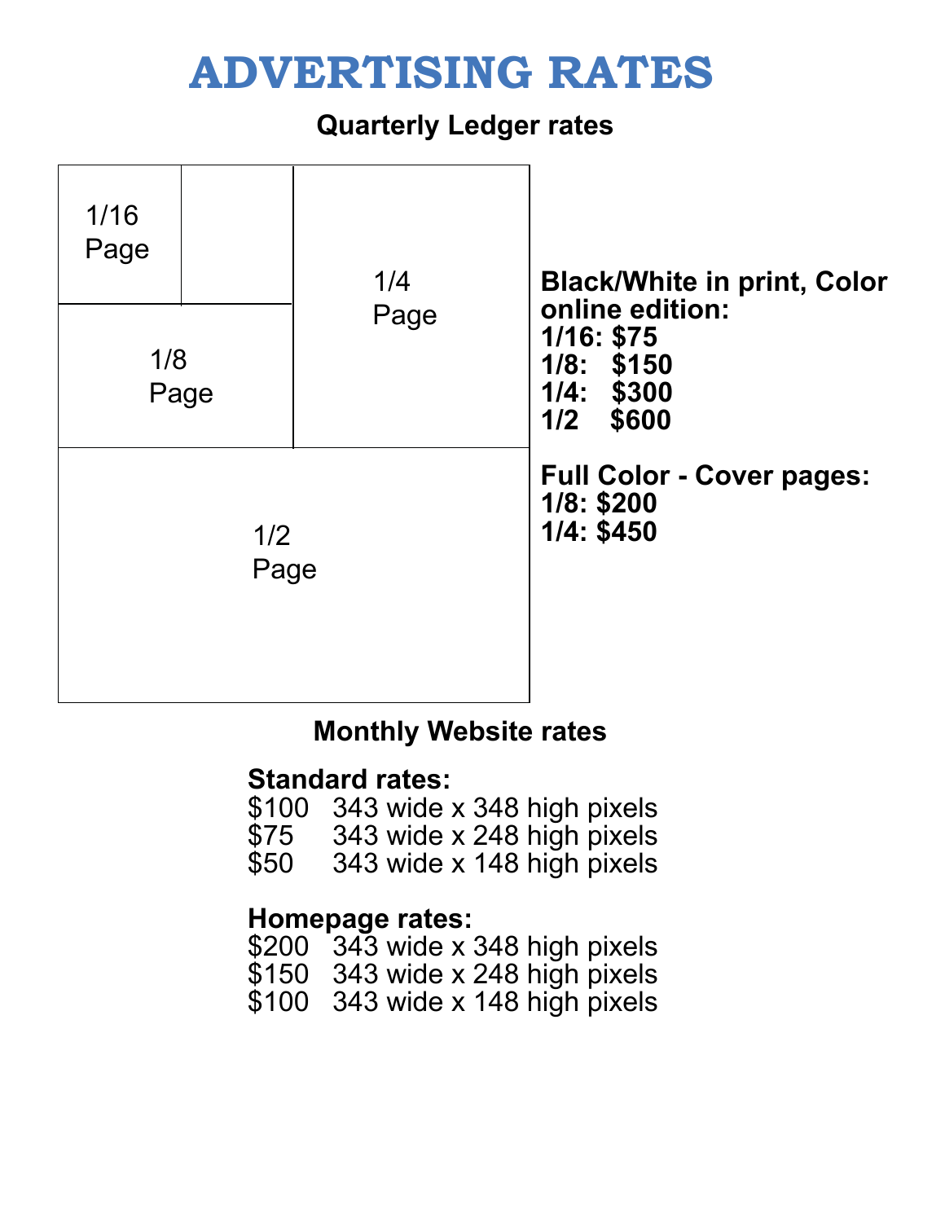# ADVERTISING RATES

## Quarterly Ledger rates

1/16 Page

1/8 Page

1/4 Page

1/2 Page

**Black/White in print, Color online edition:**
**1/16: $75**
**1/8: $150**
**1/4: $300**
**1/2 $600**

**Full Color - Cover pages:**
**1/8: $200**
**1/4: $450**

## Monthly Website rates

**Standard rates:**

$100 343 wide x 348 high pixels
$75 343 wide x 248 high pixels
$50 343 wide x 148 high pixels

**Homepage rates:**

$200 343 wide x 348 high pixels
$150 343 wide x 248 high pixels
$100 343 wide x 148 high pixels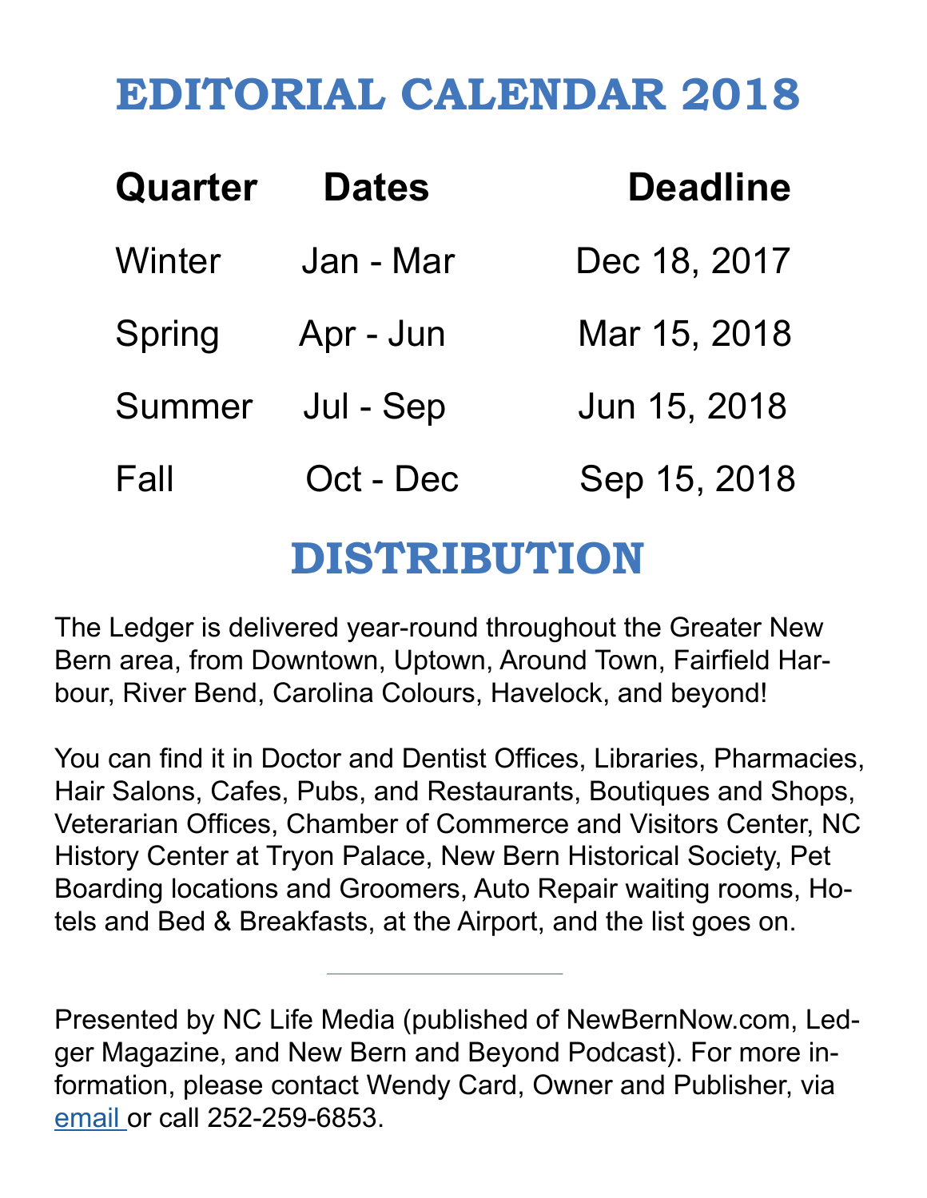# EDITORIAL CALENDAR 2018

| Quarter | Dates | Deadline |
|---|---|---|
| Winter | Jan - Mar | Dec 18, 2017 |
| Spring | Apr - Jun | Mar 15, 2018 |
| Summer | Jul - Sep | Jun 15, 2018 |
| Fall | Oct - Dec | Sep 15, 2018 |

# DISTRIBUTION

The Ledger is delivered year-round throughout the Greater New Bern area, from Downtown, Uptown, Around Town, Fairfield Harbour, River Bend, Carolina Colours, Havelock, and beyond!

You can find it in Doctor and Dentist Offices, Libraries, Pharmacies, Hair Salons, Cafes, Pubs, and Restaurants, Boutiques and Shops, Veterarian Offices, Chamber of Commerce and Visitors Center, NC History Center at Tryon Palace, New Bern Historical Society, Pet Boarding locations and Groomers, Auto Repair waiting rooms, Hotels and Bed & Breakfasts, at the Airport, and the list goes on.

---

Presented by NC Life Media (published of NewBernNow.com, Ledger Magazine, and New Bern and Beyond Podcast). For more information, please contact Wendy Card, Owner and Publisher, via email or call 252-259-6853.